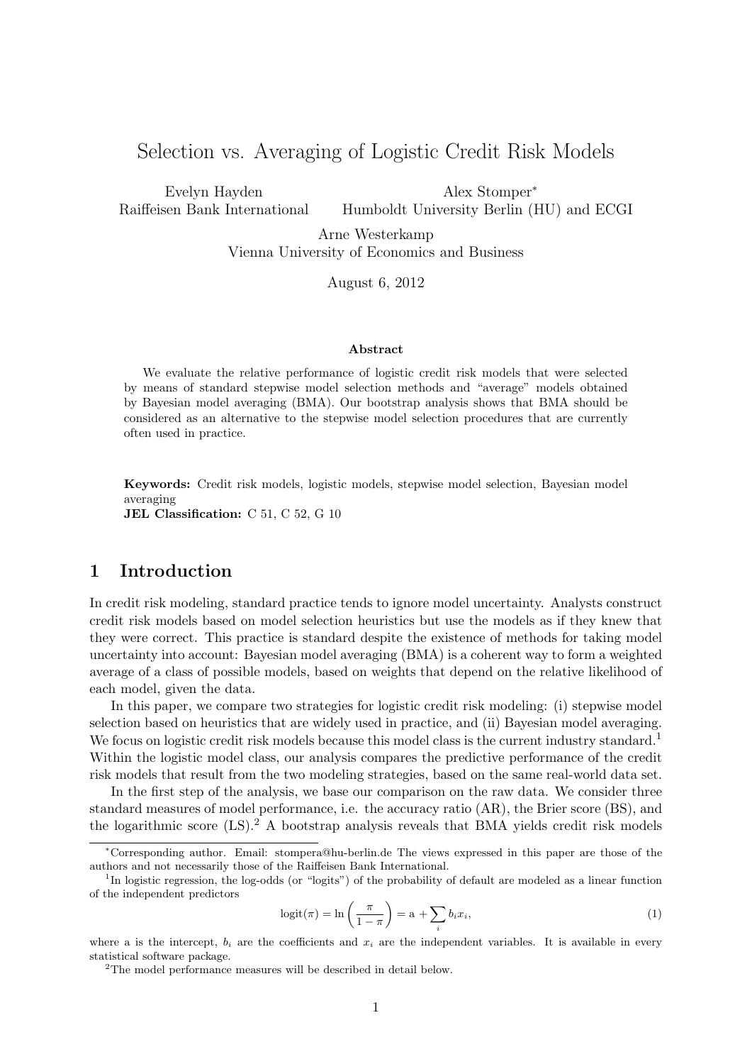# Selection vs. Averaging of Logistic Credit Risk Models

Evelyn Hayden
Raiffeisen Bank International

Alex Stomper[*]
Humboldt University Berlin (HU) and ECGI

Arne Westerkamp
Vienna University of Economics and Business

August 6, 2012

**Abstract**

We evaluate the relative performance of logistic credit risk models that were selected by means of standard stepwise model selection methods and "average" models obtained by Bayesian model averaging (BMA). Our bootstrap analysis shows that BMA should be considered as an alternative to the stepwise model selection procedures that are currently often used in practice.

**Keywords:** Credit risk models, logistic models, stepwise model selection, Bayesian model averaging
**JEL Classification:** C 51, C 52, G 10

## 1 Introduction

In credit risk modeling, standard practice tends to ignore model uncertainty. Analysts construct credit risk models based on model selection heuristics but use the models as if they knew that they were correct. This practice is standard despite the existence of methods for taking model uncertainty into account: Bayesian model averaging (BMA) is a coherent way to form a weighted average of a class of possible models, based on weights that depend on the relative likelihood of each model, given the data.

In this paper, we compare two strategies for logistic credit risk modeling: (i) stepwise model selection based on heuristics that are widely used in practice, and (ii) Bayesian model averaging. We focus on logistic credit risk models because this model class is the current industry standard.[1] Within the logistic model class, our analysis compares the predictive performance of the credit risk models that result from the two modeling strategies, based on the same real-world data set.

In the first step of the analysis, we base our comparison on the raw data. We consider three standard measures of model performance, i.e. the accuracy ratio (AR), the Brier score (BS), and the logarithmic score (LS).[2] A bootstrap analysis reveals that BMA yields credit risk models

---

[*] Corresponding author. Email: stompera@hu-berlin.de The views expressed in this paper are those of the authors and not necessarily those of the Raiffeisen Bank International.

[1] In logistic regression, the log-odds (or "logits") of the probability of default are modeled as a linear function of the independent predictors

$$\text{logit}(\pi) = \ln\left(\frac{\pi}{1-\pi}\right) = \text{a} + \sum_i b_i x_i, \tag{1}$$

where a is the intercept, $b_i$ are the coefficients and $x_i$ are the independent variables. It is available in every statistical software package.

[2] The model performance measures will be described in detail below.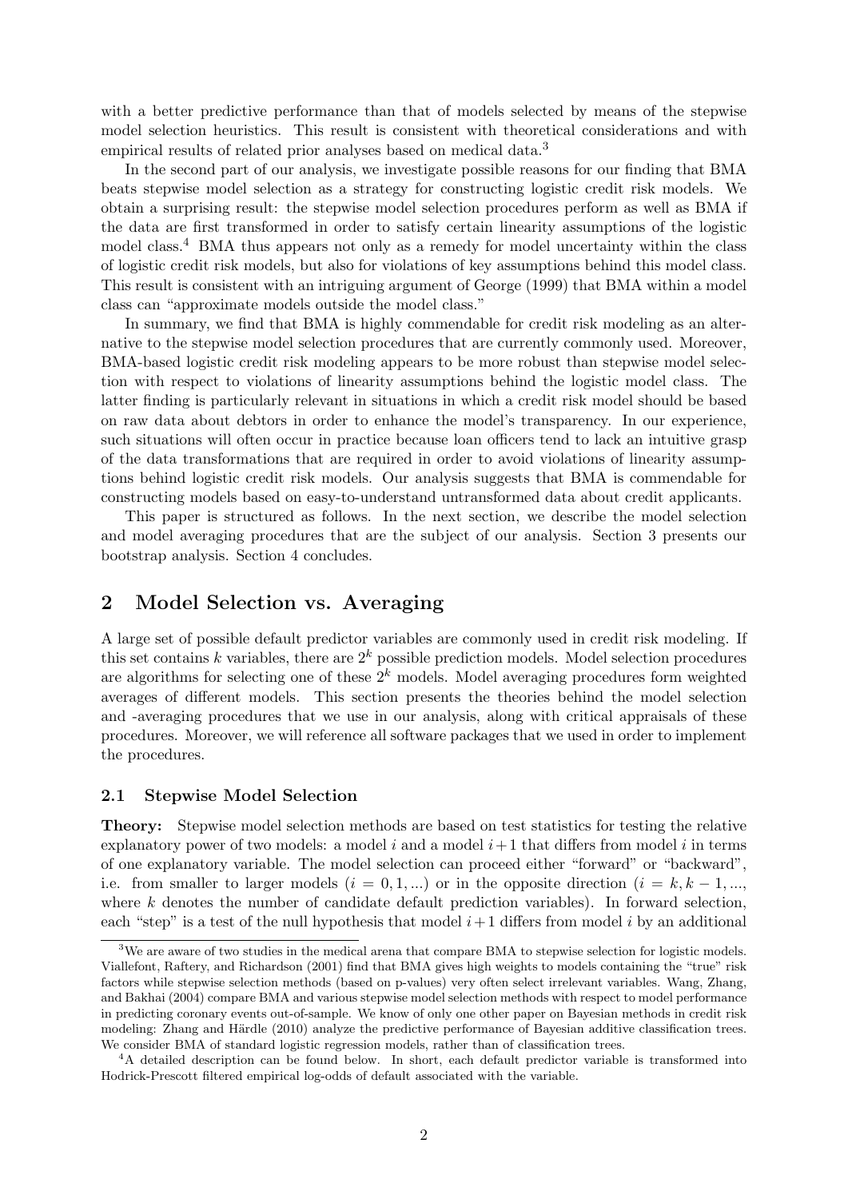with a better predictive performance than that of models selected by means of the stepwise model selection heuristics. This result is consistent with theoretical considerations and with empirical results of related prior analyses based on medical data.[3]

In the second part of our analysis, we investigate possible reasons for our finding that BMA beats stepwise model selection as a strategy for constructing logistic credit risk models. We obtain a surprising result: the stepwise model selection procedures perform as well as BMA if the data are first transformed in order to satisfy certain linearity assumptions of the logistic model class.[4] BMA thus appears not only as a remedy for model uncertainty within the class of logistic credit risk models, but also for violations of key assumptions behind this model class. This result is consistent with an intriguing argument of George (1999) that BMA within a model class can "approximate models outside the model class."

In summary, we find that BMA is highly commendable for credit risk modeling as an alternative to the stepwise model selection procedures that are currently commonly used. Moreover, BMA-based logistic credit risk modeling appears to be more robust than stepwise model selection with respect to violations of linearity assumptions behind the logistic model class. The latter finding is particularly relevant in situations in which a credit risk model should be based on raw data about debtors in order to enhance the model's transparency. In our experience, such situations will often occur in practice because loan officers tend to lack an intuitive grasp of the data transformations that are required in order to avoid violations of linearity assumptions behind logistic credit risk models. Our analysis suggests that BMA is commendable for constructing models based on easy-to-understand untransformed data about credit applicants.

This paper is structured as follows. In the next section, we describe the model selection and model averaging procedures that are the subject of our analysis. Section 3 presents our bootstrap analysis. Section 4 concludes.

## 2 Model Selection vs. Averaging

A large set of possible default predictor variables are commonly used in credit risk modeling. If this set contains $k$ variables, there are $2^k$ possible prediction models. Model selection procedures are algorithms for selecting one of these $2^k$ models. Model averaging procedures form weighted averages of different models. This section presents the theories behind the model selection and -averaging procedures that we use in our analysis, along with critical appraisals of these procedures. Moreover, we will reference all software packages that we used in order to implement the procedures.

### 2.1 Stepwise Model Selection

**Theory:** Stepwise model selection methods are based on test statistics for testing the relative explanatory power of two models: a model $i$ and a model $i+1$ that differs from model $i$ in terms of one explanatory variable. The model selection can proceed either "forward" or "backward", i.e. from smaller to larger models ($i = 0, 1, ...$) or in the opposite direction ($i = k, k-1, ...,$ where $k$ denotes the number of candidate default prediction variables). In forward selection, each "step" is a test of the null hypothesis that model $i+1$ differs from model $i$ by an additional

---

[3] We are aware of two studies in the medical arena that compare BMA to stepwise selection for logistic models. Viallefont, Raftery, and Richardson (2001) find that BMA gives high weights to models containing the "true" risk factors while stepwise selection methods (based on p-values) very often select irrelevant variables. Wang, Zhang, and Bakhai (2004) compare BMA and various stepwise model selection methods with respect to model performance in predicting coronary events out-of-sample. We know of only one other paper on Bayesian methods in credit risk modeling: Zhang and Härdle (2010) analyze the predictive performance of Bayesian additive classification trees. We consider BMA of standard logistic regression models, rather than of classification trees.

[4] A detailed description can be found below. In short, each default predictor variable is transformed into Hodrick-Prescott filtered empirical log-odds of default associated with the variable.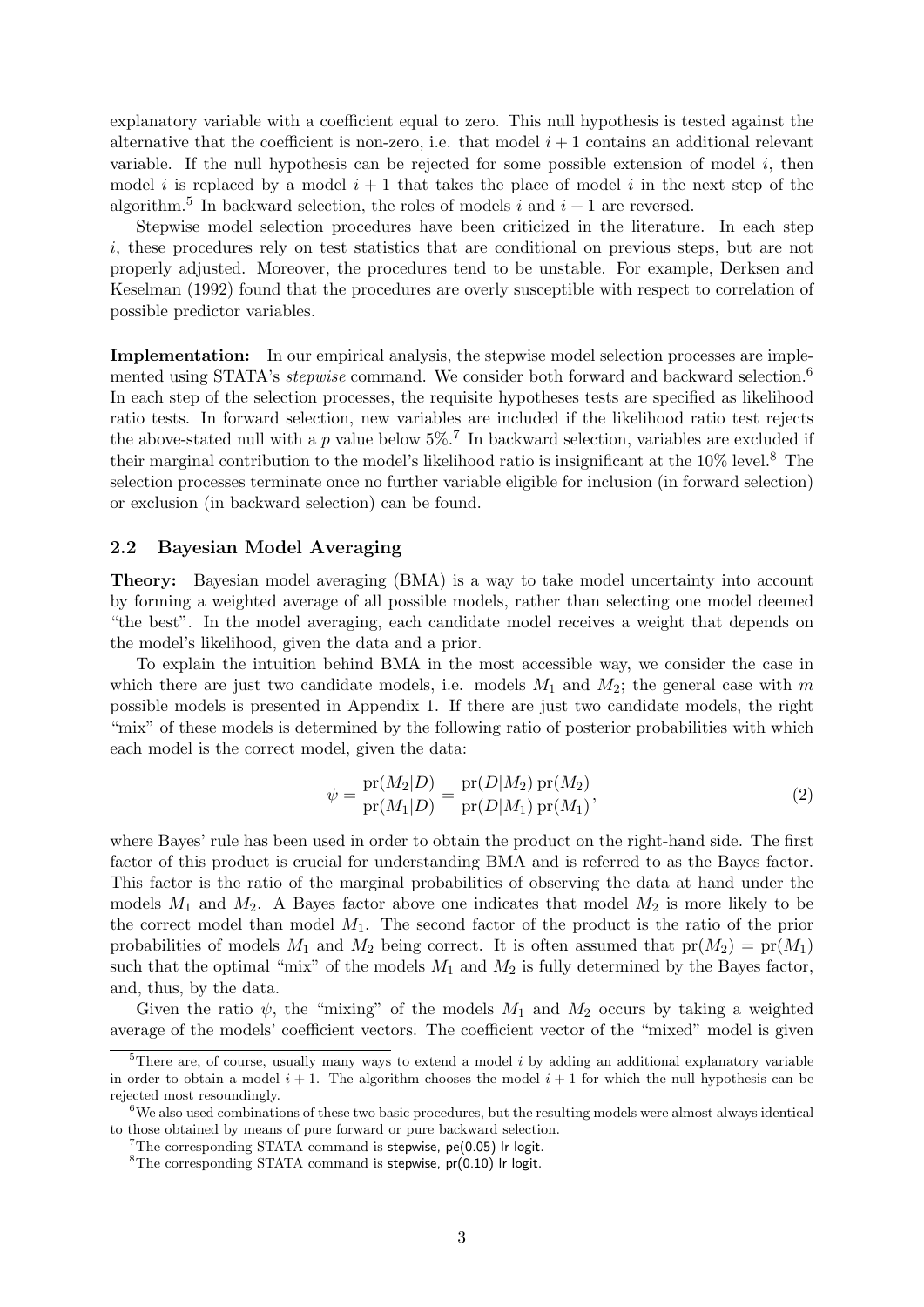explanatory variable with a coefficient equal to zero. This null hypothesis is tested against the alternative that the coefficient is non-zero, i.e. that model $i+1$ contains an additional relevant variable. If the null hypothesis can be rejected for some possible extension of model $i$, then model $i$ is replaced by a model $i+1$ that takes the place of model $i$ in the next step of the algorithm.[5] In backward selection, the roles of models $i$ and $i+1$ are reversed.

Stepwise model selection procedures have been criticized in the literature. In each step $i$, these procedures rely on test statistics that are conditional on previous steps, but are not properly adjusted. Moreover, the procedures tend to be unstable. For example, Derksen and Keselman (1992) found that the procedures are overly susceptible with respect to correlation of possible predictor variables.

**Implementation:** In our empirical analysis, the stepwise model selection processes are implemented using STATA's *stepwise* command. We consider both forward and backward selection.[6] In each step of the selection processes, the requisite hypotheses tests are specified as likelihood ratio tests. In forward selection, new variables are included if the likelihood ratio test rejects the above-stated null with a $p$ value below 5%.[7] In backward selection, variables are excluded if their marginal contribution to the model's likelihood ratio is insignificant at the 10% level.[8] The selection processes terminate once no further variable eligible for inclusion (in forward selection) or exclusion (in backward selection) can be found.

### 2.2 Bayesian Model Averaging

**Theory:** Bayesian model averaging (BMA) is a way to take model uncertainty into account by forming a weighted average of all possible models, rather than selecting one model deemed "the best". In the model averaging, each candidate model receives a weight that depends on the model's likelihood, given the data and a prior.

To explain the intuition behind BMA in the most accessible way, we consider the case in which there are just two candidate models, i.e. models $M_1$ and $M_2$; the general case with $m$ possible models is presented in Appendix 1. If there are just two candidate models, the right "mix" of these models is determined by the following ratio of posterior probabilities with which each model is the correct model, given the data:

$$\psi = \frac{\mathrm{pr}(M_2|D)}{\mathrm{pr}(M_1|D)} = \frac{\mathrm{pr}(D|M_2)}{\mathrm{pr}(D|M_1)} \frac{\mathrm{pr}(M_2)}{\mathrm{pr}(M_1)}, \tag{2}$$

where Bayes' rule has been used in order to obtain the product on the right-hand side. The first factor of this product is crucial for understanding BMA and is referred to as the Bayes factor. This factor is the ratio of the marginal probabilities of observing the data at hand under the models $M_1$ and $M_2$. A Bayes factor above one indicates that model $M_2$ is more likely to be the correct model than model $M_1$. The second factor of the product is the ratio of the prior probabilities of models $M_1$ and $M_2$ being correct. It is often assumed that $\mathrm{pr}(M_2) = \mathrm{pr}(M_1)$ such that the optimal "mix" of the models $M_1$ and $M_2$ is fully determined by the Bayes factor, and, thus, by the data.

Given the ratio $\psi$, the "mixing" of the models $M_1$ and $M_2$ occurs by taking a weighted average of the models' coefficient vectors. The coefficient vector of the "mixed" model is given

---

[5] There are, of course, usually many ways to extend a model $i$ by adding an additional explanatory variable in order to obtain a model $i+1$. The algorithm chooses the model $i+1$ for which the null hypothesis can be rejected most resoundingly.

[6] We also used combinations of these two basic procedures, but the resulting models were almost always identical to those obtained by means of pure forward or pure backward selection.

[7] The corresponding STATA command is `stepwise, pe(0.05) lr logit`.

[8] The corresponding STATA command is `stepwise, pr(0.10) lr logit`.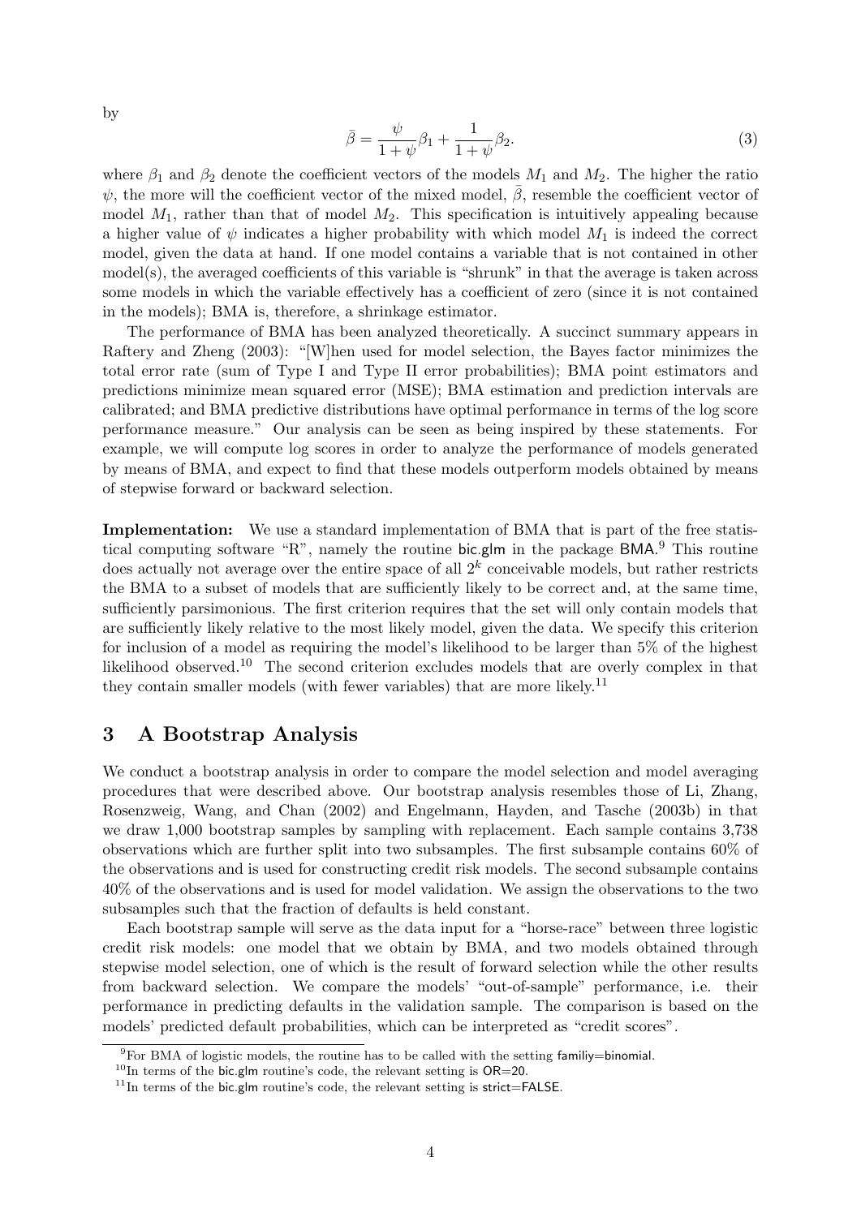by

$$\bar{\beta} = \frac{\psi}{1+\psi}\beta_1 + \frac{1}{1+\psi}\beta_2. \tag{3}$$

where $\beta_1$ and $\beta_2$ denote the coefficient vectors of the models $M_1$ and $M_2$. The higher the ratio $\psi$, the more will the coefficient vector of the mixed model, $\bar{\beta}$, resemble the coefficient vector of model $M_1$, rather than that of model $M_2$. This specification is intuitively appealing because a higher value of $\psi$ indicates a higher probability with which model $M_1$ is indeed the correct model, given the data at hand. If one model contains a variable that is not contained in other model(s), the averaged coefficients of this variable is "shrunk" in that the average is taken across some models in which the variable effectively has a coefficient of zero (since it is not contained in the models); BMA is, therefore, a shrinkage estimator.

The performance of BMA has been analyzed theoretically. A succinct summary appears in Raftery and Zheng (2003): "[W]hen used for model selection, the Bayes factor minimizes the total error rate (sum of Type I and Type II error probabilities); BMA point estimators and predictions minimize mean squared error (MSE); BMA estimation and prediction intervals are calibrated; and BMA predictive distributions have optimal performance in terms of the log score performance measure." Our analysis can be seen as being inspired by these statements. For example, we will compute log scores in order to analyze the performance of models generated by means of BMA, and expect to find that these models outperform models obtained by means of stepwise forward or backward selection.

**Implementation:** We use a standard implementation of BMA that is part of the free statistical computing software "R", namely the routine bic.glm in the package BMA.[9] This routine does actually not average over the entire space of all $2^k$ conceivable models, but rather restricts the BMA to a subset of models that are sufficiently likely to be correct and, at the same time, sufficiently parsimonious. The first criterion requires that the set will only contain models that are sufficiently likely relative to the most likely model, given the data. We specify this criterion for inclusion of a model as requiring the model's likelihood to be larger than 5% of the highest likelihood observed.[10] The second criterion excludes models that are overly complex in that they contain smaller models (with fewer variables) that are more likely.[11]

## 3 A Bootstrap Analysis

We conduct a bootstrap analysis in order to compare the model selection and model averaging procedures that were described above. Our bootstrap analysis resembles those of Li, Zhang, Rosenzweig, Wang, and Chan (2002) and Engelmann, Hayden, and Tasche (2003b) in that we draw 1,000 bootstrap samples by sampling with replacement. Each sample contains 3,738 observations which are further split into two subsamples. The first subsample contains 60% of the observations and is used for constructing credit risk models. The second subsample contains 40% of the observations and is used for model validation. We assign the observations to the two subsamples such that the fraction of defaults is held constant.

Each bootstrap sample will serve as the data input for a "horse-race" between three logistic credit risk models: one model that we obtain by BMA, and two models obtained through stepwise model selection, one of which is the result of forward selection while the other results from backward selection. We compare the models' "out-of-sample" performance, i.e. their performance in predicting defaults in the validation sample. The comparison is based on the models' predicted default probabilities, which can be interpreted as "credit scores".

[9] For BMA of logistic models, the routine has to be called with the setting familiy=binomial.

[10] In terms of the bic.glm routine's code, the relevant setting is OR=20.

[11] In terms of the bic.glm routine's code, the relevant setting is strict=FALSE.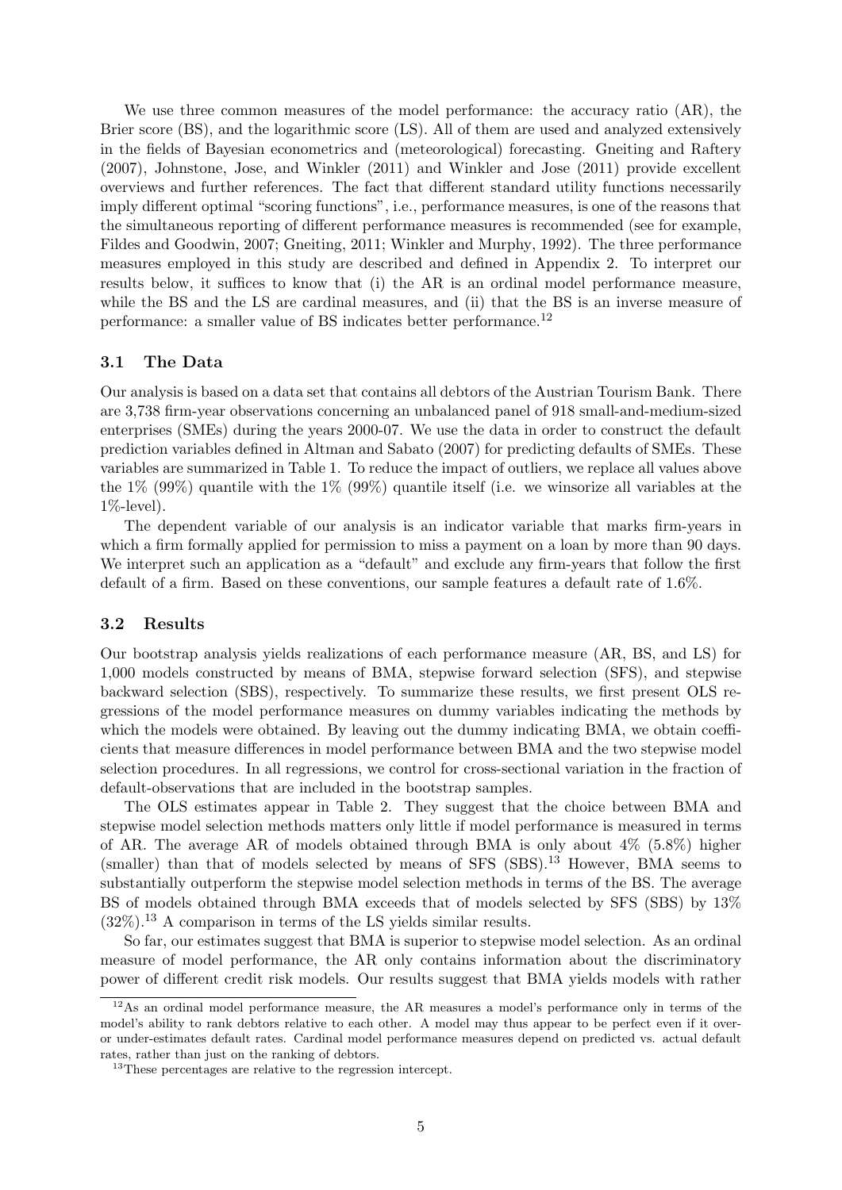We use three common measures of the model performance: the accuracy ratio (AR), the Brier score (BS), and the logarithmic score (LS). All of them are used and analyzed extensively in the fields of Bayesian econometrics and (meteorological) forecasting. Gneiting and Raftery (2007), Johnstone, Jose, and Winkler (2011) and Winkler and Jose (2011) provide excellent overviews and further references. The fact that different standard utility functions necessarily imply different optimal "scoring functions", i.e., performance measures, is one of the reasons that the simultaneous reporting of different performance measures is recommended (see for example, Fildes and Goodwin, 2007; Gneiting, 2011; Winkler and Murphy, 1992). The three performance measures employed in this study are described and defined in Appendix 2. To interpret our results below, it suffices to know that (i) the AR is an ordinal model performance measure, while the BS and the LS are cardinal measures, and (ii) that the BS is an inverse measure of performance: a smaller value of BS indicates better performance.[12]

### 3.1 The Data

Our analysis is based on a data set that contains all debtors of the Austrian Tourism Bank. There are 3,738 firm-year observations concerning an unbalanced panel of 918 small-and-medium-sized enterprises (SMEs) during the years 2000-07. We use the data in order to construct the default prediction variables defined in Altman and Sabato (2007) for predicting defaults of SMEs. These variables are summarized in Table 1. To reduce the impact of outliers, we replace all values above the 1% (99%) quantile with the 1% (99%) quantile itself (i.e. we winsorize all variables at the 1%-level).

The dependent variable of our analysis is an indicator variable that marks firm-years in which a firm formally applied for permission to miss a payment on a loan by more than 90 days. We interpret such an application as a "default" and exclude any firm-years that follow the first default of a firm. Based on these conventions, our sample features a default rate of 1.6%.

### 3.2 Results

Our bootstrap analysis yields realizations of each performance measure (AR, BS, and LS) for 1,000 models constructed by means of BMA, stepwise forward selection (SFS), and stepwise backward selection (SBS), respectively. To summarize these results, we first present OLS regressions of the model performance measures on dummy variables indicating the methods by which the models were obtained. By leaving out the dummy indicating BMA, we obtain coefficients that measure differences in model performance between BMA and the two stepwise model selection procedures. In all regressions, we control for cross-sectional variation in the fraction of default-observations that are included in the bootstrap samples.

The OLS estimates appear in Table 2. They suggest that the choice between BMA and stepwise model selection methods matters only little if model performance is measured in terms of AR. The average AR of models obtained through BMA is only about 4% (5.8%) higher (smaller) than that of models selected by means of SFS (SBS).[13] However, BMA seems to substantially outperform the stepwise model selection methods in terms of the BS. The average BS of models obtained through BMA exceeds that of models selected by SFS (SBS) by 13% (32%).[13] A comparison in terms of the LS yields similar results.

So far, our estimates suggest that BMA is superior to stepwise model selection. As an ordinal measure of model performance, the AR only contains information about the discriminatory power of different credit risk models. Our results suggest that BMA yields models with rather

[12] As an ordinal model performance measure, the AR measures a model's performance only in terms of the model's ability to rank debtors relative to each other. A model may thus appear to be perfect even if it over- or under-estimates default rates. Cardinal model performance measures depend on predicted vs. actual default rates, rather than just on the ranking of debtors.

[13] These percentages are relative to the regression intercept.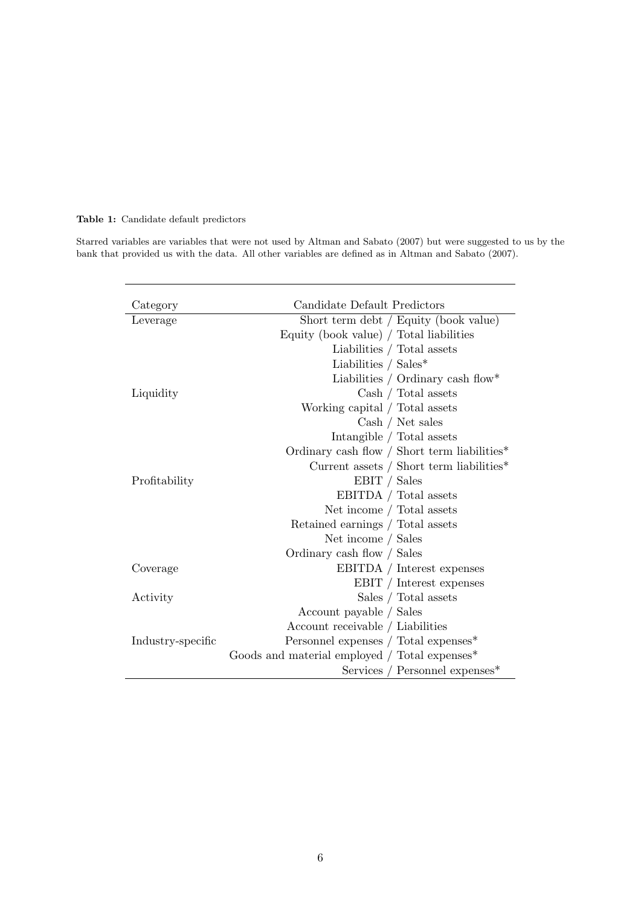**Table 1:** Candidate default predictors

Starred variables are variables that were not used by Altman and Sabato (2007) but were suggested to us by the bank that provided us with the data. All other variables are defined as in Altman and Sabato (2007).

| Category | Candidate Default Predictors |
|---|---|
| Leverage | Short term debt / Equity (book value) |
| | Equity (book value) / Total liabilities |
| | Liabilities / Total assets |
| | Liabilities / Sales* |
| | Liabilities / Ordinary cash flow* |
| Liquidity | Cash / Total assets |
| | Working capital / Total assets |
| | Cash / Net sales |
| | Intangible / Total assets |
| | Ordinary cash flow / Short term liabilities* |
| | Current assets / Short term liabilities* |
| Profitability | EBIT / Sales |
| | EBITDA / Total assets |
| | Net income / Total assets |
| | Retained earnings / Total assets |
| | Net income / Sales |
| | Ordinary cash flow / Sales |
| Coverage | EBITDA / Interest expenses |
| | EBIT / Interest expenses |
| Activity | Sales / Total assets |
| | Account payable / Sales |
| | Account receivable / Liabilities |
| Industry-specific | Personnel expenses / Total expenses* |
| | Goods and material employed / Total expenses* |
| | Services / Personnel expenses* |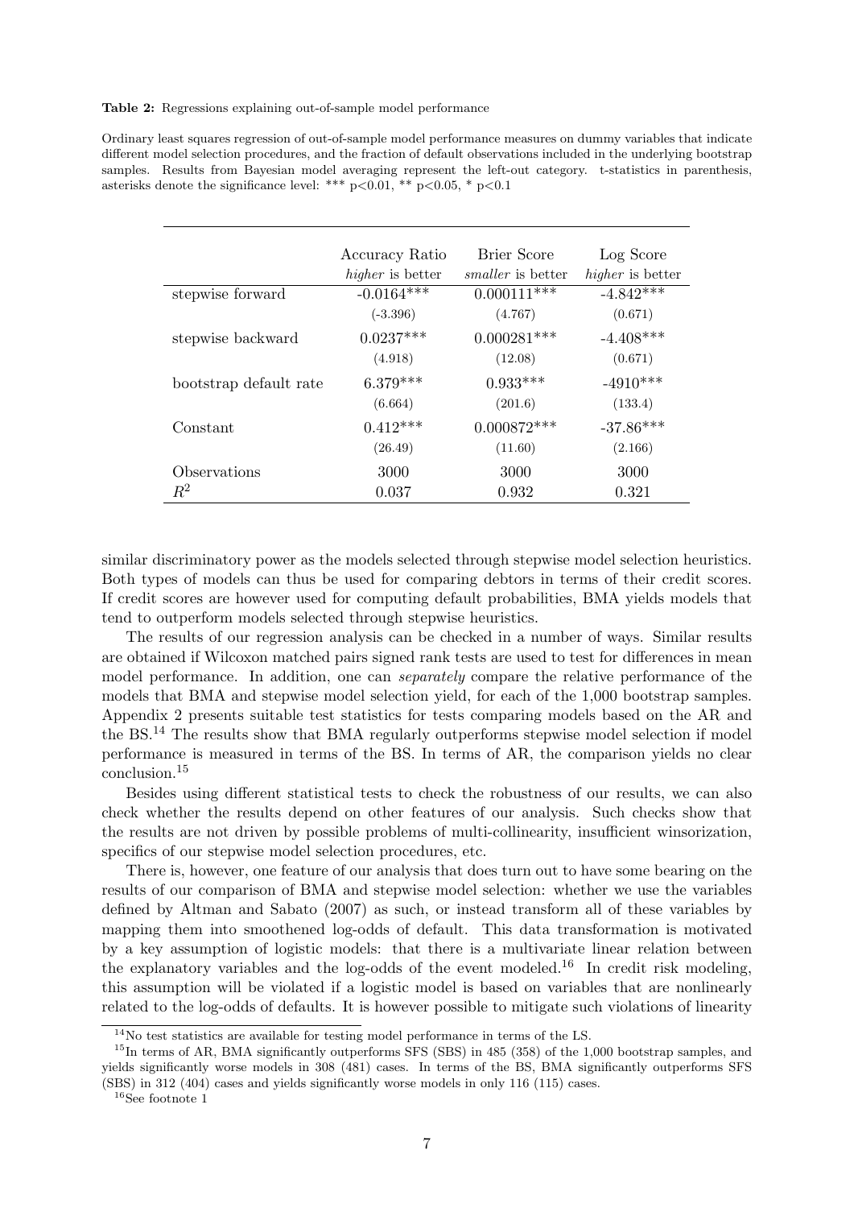**Table 2:** Regressions explaining out-of-sample model performance

Ordinary least squares regression of out-of-sample model performance measures on dummy variables that indicate different model selection procedures, and the fraction of default observations included in the underlying bootstrap samples. Results from Bayesian model averaging represent the left-out category. t-statistics in parenthesis, asterisks denote the significance level: *** p<0.01, ** p<0.05, * p<0.1

| | Accuracy Ratio<br>*higher* is better | Brier Score<br>*smaller* is better | Log Score<br>*higher* is better |
|---|---|---|---|
| stepwise forward | -0.0164*** | 0.000111*** | -4.842*** |
| | (-3.396) | (4.767) | (0.671) |
| stepwise backward | 0.0237*** | 0.000281*** | -4.408*** |
| | (4.918) | (12.08) | (0.671) |
| bootstrap default rate | 6.379*** | 0.933*** | -4910*** |
| | (6.664) | (201.6) | (133.4) |
| Constant | 0.412*** | 0.000872*** | -37.86*** |
| | (26.49) | (11.60) | (2.166) |
| Observations | 3000 | 3000 | 3000 |
| $R^2$ | 0.037 | 0.932 | 0.321 |

similar discriminatory power as the models selected through stepwise model selection heuristics. Both types of models can thus be used for comparing debtors in terms of their credit scores. If credit scores are however used for computing default probabilities, BMA yields models that tend to outperform models selected through stepwise heuristics.

The results of our regression analysis can be checked in a number of ways. Similar results are obtained if Wilcoxon matched pairs signed rank tests are used to test for differences in mean model performance. In addition, one can *separately* compare the relative performance of the models that BMA and stepwise model selection yield, for each of the 1,000 bootstrap samples. Appendix 2 presents suitable test statistics for tests comparing models based on the AR and the BS.[14] The results show that BMA regularly outperforms stepwise model selection if model performance is measured in terms of the BS. In terms of AR, the comparison yields no clear conclusion.[15]

Besides using different statistical tests to check the robustness of our results, we can also check whether the results depend on other features of our analysis. Such checks show that the results are not driven by possible problems of multi-collinearity, insufficient winsorization, specifics of our stepwise model selection procedures, etc.

There is, however, one feature of our analysis that does turn out to have some bearing on the results of our comparison of BMA and stepwise model selection: whether we use the variables defined by Altman and Sabato (2007) as such, or instead transform all of these variables by mapping them into smoothened log-odds of default. This data transformation is motivated by a key assumption of logistic models: that there is a multivariate linear relation between the explanatory variables and the log-odds of the event modeled.[16] In credit risk modeling, this assumption will be violated if a logistic model is based on variables that are nonlinearly related to the log-odds of defaults. It is however possible to mitigate such violations of linearity

[14] No test statistics are available for testing model performance in terms of the LS.

[15] In terms of AR, BMA significantly outperforms SFS (SBS) in 485 (358) of the 1,000 bootstrap samples, and yields significantly worse models in 308 (481) cases. In terms of the BS, BMA significantly outperforms SFS (SBS) in 312 (404) cases and yields significantly worse models in only 116 (115) cases.

[16] See footnote 1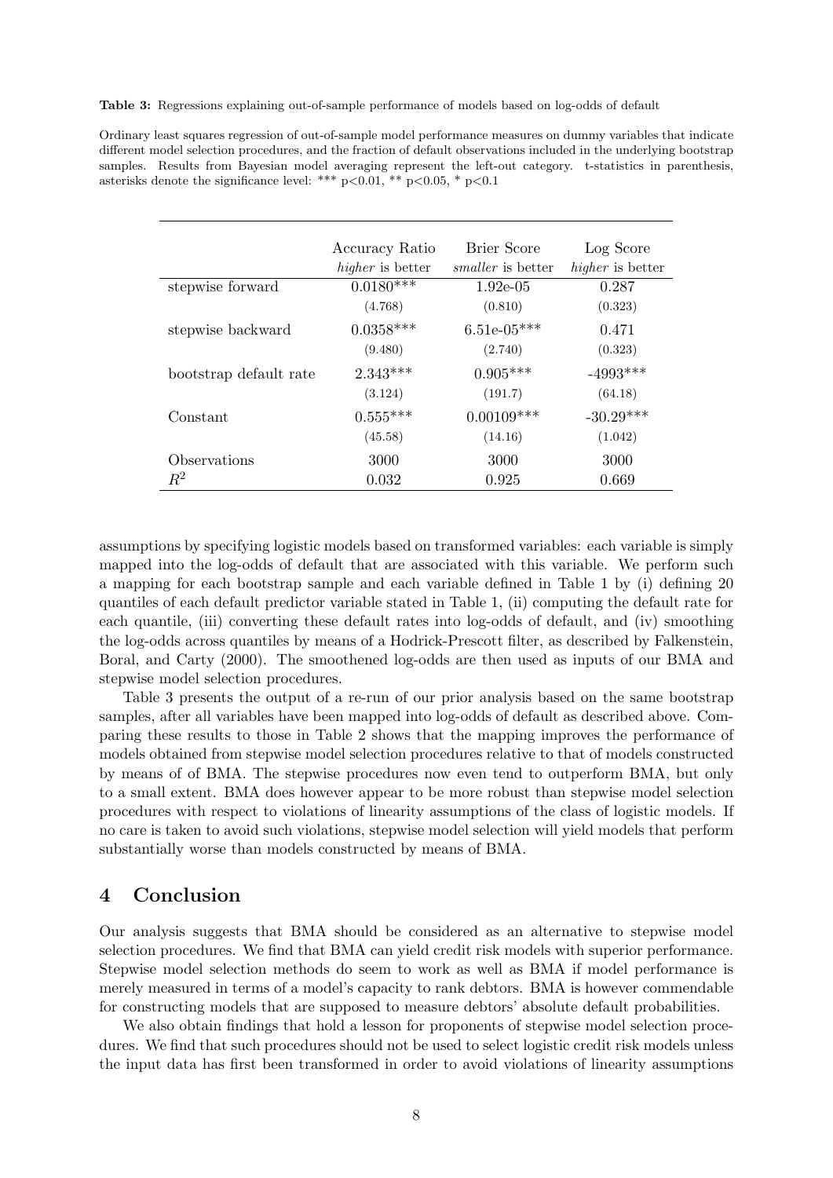**Table 3:** Regressions explaining out-of-sample performance of models based on log-odds of default

Ordinary least squares regression of out-of-sample model performance measures on dummy variables that indicate different model selection procedures, and the fraction of default observations included in the underlying bootstrap samples. Results from Bayesian model averaging represent the left-out category. t-statistics in parenthesis, asterisks denote the significance level: *** p<0.01, ** p<0.05, * p<0.1

| | Accuracy Ratio | Brier Score | Log Score |
|---|---|---|---|
| | *higher* is better | *smaller* is better | *higher* is better |
| stepwise forward | 0.0180*** | 1.92e-05 | 0.287 |
| | (4.768) | (0.810) | (0.323) |
| stepwise backward | 0.0358*** | 6.51e-05*** | 0.471 |
| | (9.480) | (2.740) | (0.323) |
| bootstrap default rate | 2.343*** | 0.905*** | -4993*** |
| | (3.124) | (191.7) | (64.18) |
| Constant | 0.555*** | 0.00109*** | -30.29*** |
| | (45.58) | (14.16) | (1.042) |
| Observations | 3000 | 3000 | 3000 |
| $R^2$ | 0.032 | 0.925 | 0.669 |

assumptions by specifying logistic models based on transformed variables: each variable is simply mapped into the log-odds of default that are associated with this variable. We perform such a mapping for each bootstrap sample and each variable defined in Table 1 by (i) defining 20 quantiles of each default predictor variable stated in Table 1, (ii) computing the default rate for each quantile, (iii) converting these default rates into log-odds of default, and (iv) smoothing the log-odds across quantiles by means of a Hodrick-Prescott filter, as described by Falkenstein, Boral, and Carty (2000). The smoothened log-odds are then used as inputs of our BMA and stepwise model selection procedures.

Table 3 presents the output of a re-run of our prior analysis based on the same bootstrap samples, after all variables have been mapped into log-odds of default as described above. Comparing these results to those in Table 2 shows that the mapping improves the performance of models obtained from stepwise model selection procedures relative to that of models constructed by means of of BMA. The stepwise procedures now even tend to outperform BMA, but only to a small extent. BMA does however appear to be more robust than stepwise model selection procedures with respect to violations of linearity assumptions of the class of logistic models. If no care is taken to avoid such violations, stepwise model selection will yield models that perform substantially worse than models constructed by means of BMA.

## 4 Conclusion

Our analysis suggests that BMA should be considered as an alternative to stepwise model selection procedures. We find that BMA can yield credit risk models with superior performance. Stepwise model selection methods do seem to work as well as BMA if model performance is merely measured in terms of a model's capacity to rank debtors. BMA is however commendable for constructing models that are supposed to measure debtors' absolute default probabilities.

We also obtain findings that hold a lesson for proponents of stepwise model selection procedures. We find that such procedures should not be used to select logistic credit risk models unless the input data has first been transformed in order to avoid violations of linearity assumptions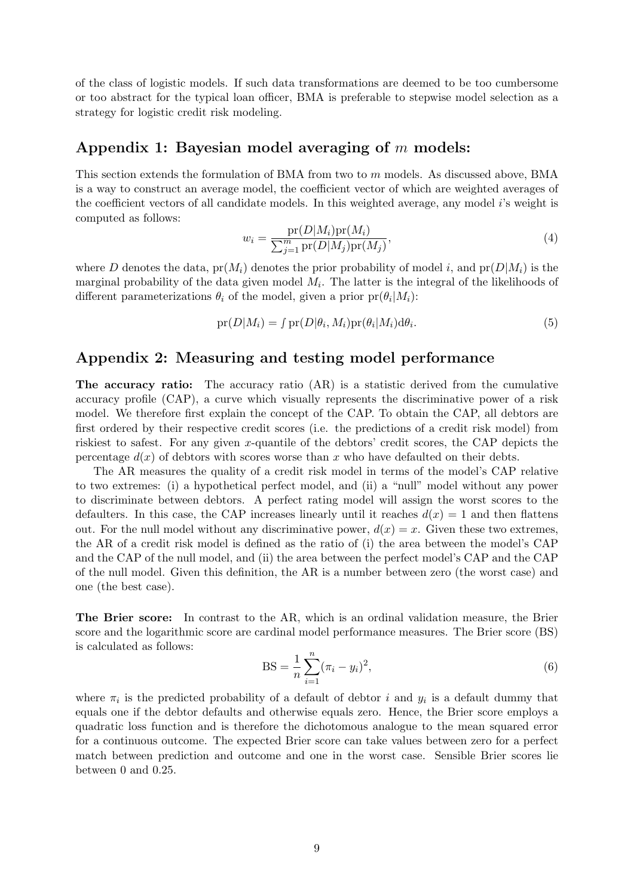of the class of logistic models. If such data transformations are deemed to be too cumbersome or too abstract for the typical loan officer, BMA is preferable to stepwise model selection as a strategy for logistic credit risk modeling.

## Appendix 1: Bayesian model averaging of $m$ models:

This section extends the formulation of BMA from two to $m$ models. As discussed above, BMA is a way to construct an average model, the coefficient vector of which are weighted averages of the coefficient vectors of all candidate models. In this weighted average, any model $i$'s weight is computed as follows:

$$w_i = \frac{\text{pr}(D|M_i)\text{pr}(M_i)}{\sum_{j=1}^{m} \text{pr}(D|M_j)\text{pr}(M_j)}, \tag{4}$$

where $D$ denotes the data, $\text{pr}(M_i)$ denotes the prior probability of model $i$, and $\text{pr}(D|M_i)$ is the marginal probability of the data given model $M_i$. The latter is the integral of the likelihoods of different parameterizations $\theta_i$ of the model, given a prior $\text{pr}(\theta_i|M_i)$:

$$\text{pr}(D|M_i) = \int \text{pr}(D|\theta_i, M_i)\text{pr}(\theta_i|M_i)\text{d}\theta_i. \tag{5}$$

## Appendix 2: Measuring and testing model performance

**The accuracy ratio:** The accuracy ratio (AR) is a statistic derived from the cumulative accuracy profile (CAP), a curve which visually represents the discriminative power of a risk model. We therefore first explain the concept of the CAP. To obtain the CAP, all debtors are first ordered by their respective credit scores (i.e. the predictions of a credit risk model) from riskiest to safest. For any given $x$-quantile of the debtors' credit scores, the CAP depicts the percentage $d(x)$ of debtors with scores worse than $x$ who have defaulted on their debts.

The AR measures the quality of a credit risk model in terms of the model's CAP relative to two extremes: (i) a hypothetical perfect model, and (ii) a "null" model without any power to discriminate between debtors. A perfect rating model will assign the worst scores to the defaulters. In this case, the CAP increases linearly until it reaches $d(x) = 1$ and then flattens out. For the null model without any discriminative power, $d(x) = x$. Given these two extremes, the AR of a credit risk model is defined as the ratio of (i) the area between the model's CAP and the CAP of the null model, and (ii) the area between the perfect model's CAP and the CAP of the null model. Given this definition, the AR is a number between zero (the worst case) and one (the best case).

**The Brier score:** In contrast to the AR, which is an ordinal validation measure, the Brier score and the logarithmic score are cardinal model performance measures. The Brier score (BS) is calculated as follows:

$$\text{BS} = \frac{1}{n}\sum_{i=1}^{n}(\pi_i - y_i)^2, \tag{6}$$

where $\pi_i$ is the predicted probability of a default of debtor $i$ and $y_i$ is a default dummy that equals one if the debtor defaults and otherwise equals zero. Hence, the Brier score employs a quadratic loss function and is therefore the dichotomous analogue to the mean squared error for a continuous outcome. The expected Brier score can take values between zero for a perfect match between prediction and outcome and one in the worst case. Sensible Brier scores lie between 0 and 0.25.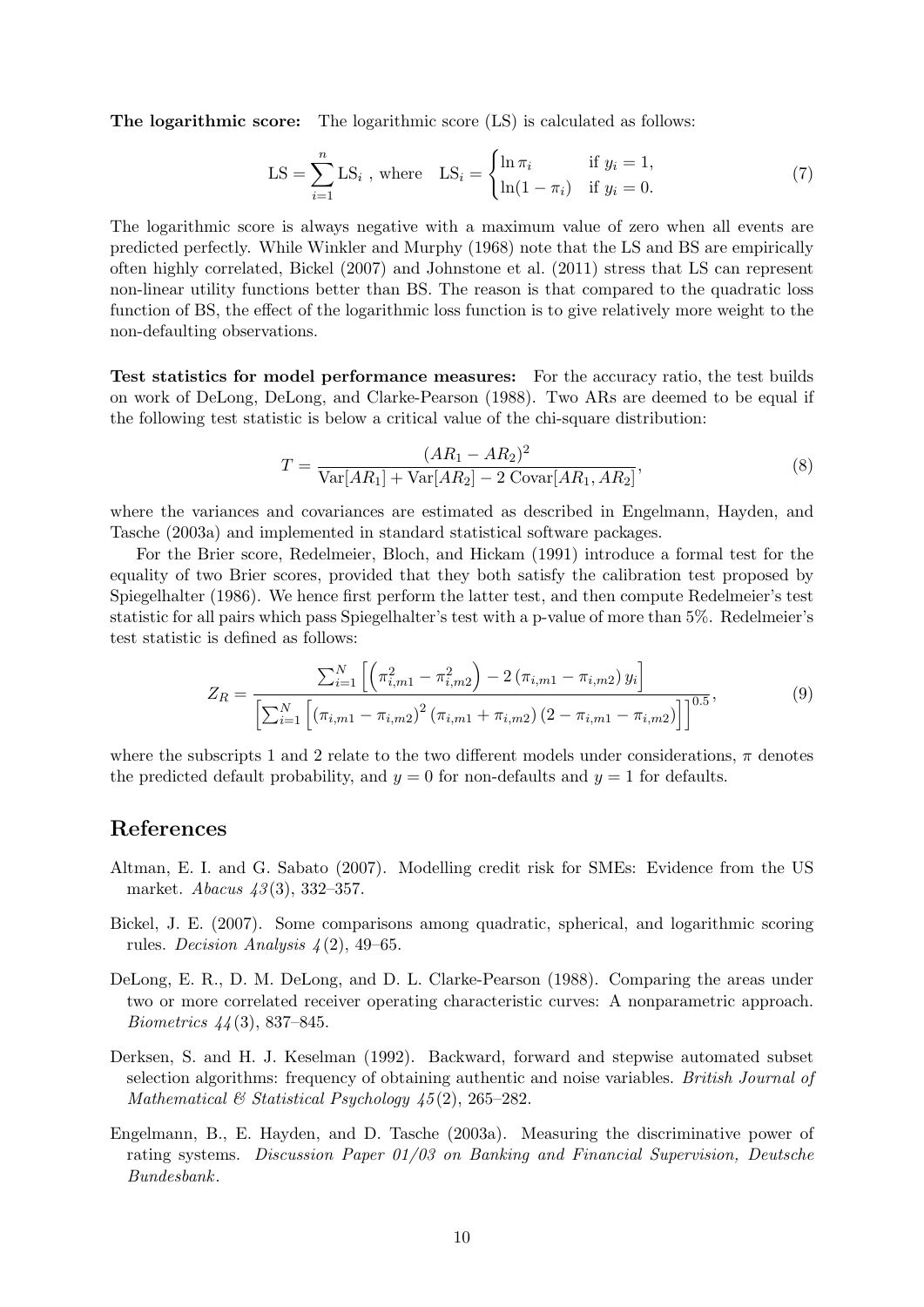**The logarithmic score:** The logarithmic score (LS) is calculated as follows:

$$\text{LS} = \sum_{i=1}^{n} \text{LS}_i \text{ , where } \quad \text{LS}_i = \begin{cases} \ln \pi_i & \text{if } y_i = 1, \\ \ln(1 - \pi_i) & \text{if } y_i = 0. \end{cases} \tag{7}$$

The logarithmic score is always negative with a maximum value of zero when all events are predicted perfectly. While Winkler and Murphy (1968) note that the LS and BS are empirically often highly correlated, Bickel (2007) and Johnstone et al. (2011) stress that LS can represent non-linear utility functions better than BS. The reason is that compared to the quadratic loss function of BS, the effect of the logarithmic loss function is to give relatively more weight to the non-defaulting observations.

**Test statistics for model performance measures:** For the accuracy ratio, the test builds on work of DeLong, DeLong, and Clarke-Pearson (1988). Two ARs are deemed to be equal if the following test statistic is below a critical value of the chi-square distribution:

$$T = \frac{(AR_1 - AR_2)^2}{\text{Var}[AR_1] + \text{Var}[AR_2] - 2\ \text{Covar}[AR_1, AR_2]}, \tag{8}$$

where the variances and covariances are estimated as described in Engelmann, Hayden, and Tasche (2003a) and implemented in standard statistical software packages.

For the Brier score, Redelmeier, Bloch, and Hickam (1991) introduce a formal test for the equality of two Brier scores, provided that they both satisfy the calibration test proposed by Spiegelhalter (1986). We hence first perform the latter test, and then compute Redelmeier's test statistic for all pairs which pass Spiegelhalter's test with a p-value of more than 5%. Redelmeier's test statistic is defined as follows:

$$Z_R = \frac{\sum_{i=1}^{N} \left[ \left( \pi_{i,m1}^2 - \pi_{i,m2}^2 \right) - 2 \left( \pi_{i,m1} - \pi_{i,m2} \right) y_i \right]}{\left[ \sum_{i=1}^{N} \left[ \left( \pi_{i,m1} - \pi_{i,m2} \right)^2 \left( \pi_{i,m1} + \pi_{i,m2} \right) \left( 2 - \pi_{i,m1} - \pi_{i,m2} \right) \right] \right]^{0.5}}, \tag{9}$$

where the subscripts 1 and 2 relate to the two different models under considerations, $\pi$ denotes the predicted default probability, and $y = 0$ for non-defaults and $y = 1$ for defaults.

# References

Altman, E. I. and G. Sabato (2007). Modelling credit risk for SMEs: Evidence from the US market. *Abacus 43*(3), 332–357.

Bickel, J. E. (2007). Some comparisons among quadratic, spherical, and logarithmic scoring rules. *Decision Analysis 4*(2), 49–65.

DeLong, E. R., D. M. DeLong, and D. L. Clarke-Pearson (1988). Comparing the areas under two or more correlated receiver operating characteristic curves: A nonparametric approach. *Biometrics 44*(3), 837–845.

Derksen, S. and H. J. Keselman (1992). Backward, forward and stepwise automated subset selection algorithms: frequency of obtaining authentic and noise variables. *British Journal of Mathematical & Statistical Psychology 45*(2), 265–282.

Engelmann, B., E. Hayden, and D. Tasche (2003a). Measuring the discriminative power of rating systems. *Discussion Paper 01/03 on Banking and Financial Supervision, Deutsche Bundesbank*.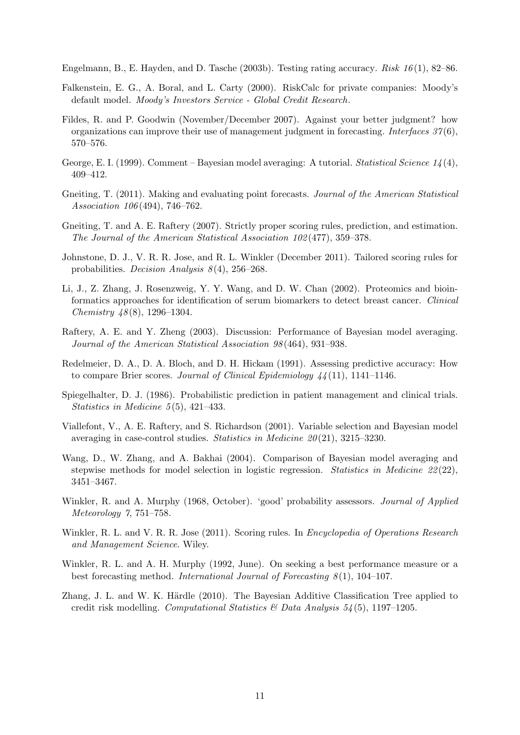Engelmann, B., E. Hayden, and D. Tasche (2003b). Testing rating accuracy. *Risk 16*(1), 82–86.

Falkenstein, E. G., A. Boral, and L. Carty (2000). RiskCalc for private companies: Moody's default model. *Moody's Investors Service - Global Credit Research*.

Fildes, R. and P. Goodwin (November/December 2007). Against your better judgment? how organizations can improve their use of management judgment in forecasting. *Interfaces 37*(6), 570–576.

George, E. I. (1999). Comment – Bayesian model averaging: A tutorial. *Statistical Science 14*(4), 409–412.

Gneiting, T. (2011). Making and evaluating point forecasts. *Journal of the American Statistical Association 106*(494), 746–762.

Gneiting, T. and A. E. Raftery (2007). Strictly proper scoring rules, prediction, and estimation. *The Journal of the American Statistical Association 102*(477), 359–378.

Johnstone, D. J., V. R. R. Jose, and R. L. Winkler (December 2011). Tailored scoring rules for probabilities. *Decision Analysis 8*(4), 256–268.

Li, J., Z. Zhang, J. Rosenzweig, Y. Y. Wang, and D. W. Chan (2002). Proteomics and bioinformatics approaches for identification of serum biomarkers to detect breast cancer. *Clinical Chemistry 48*(8), 1296–1304.

Raftery, A. E. and Y. Zheng (2003). Discussion: Performance of Bayesian model averaging. *Journal of the American Statistical Association 98*(464), 931–938.

Redelmeier, D. A., D. A. Bloch, and D. H. Hickam (1991). Assessing predictive accuracy: How to compare Brier scores. *Journal of Clinical Epidemiology 44*(11), 1141–1146.

Spiegelhalter, D. J. (1986). Probabilistic prediction in patient management and clinical trials. *Statistics in Medicine 5*(5), 421–433.

Viallefont, V., A. E. Raftery, and S. Richardson (2001). Variable selection and Bayesian model averaging in case-control studies. *Statistics in Medicine 20*(21), 3215–3230.

Wang, D., W. Zhang, and A. Bakhai (2004). Comparison of Bayesian model averaging and stepwise methods for model selection in logistic regression. *Statistics in Medicine 22*(22), 3451–3467.

Winkler, R. and A. Murphy (1968, October). 'good' probability assessors. *Journal of Applied Meteorology 7*, 751–758.

Winkler, R. L. and V. R. R. Jose (2011). Scoring rules. In *Encyclopedia of Operations Research and Management Science*. Wiley.

Winkler, R. L. and A. H. Murphy (1992, June). On seeking a best performance measure or a best forecasting method. *International Journal of Forecasting 8*(1), 104–107.

Zhang, J. L. and W. K. Härdle (2010). The Bayesian Additive Classification Tree applied to credit risk modelling. *Computational Statistics & Data Analysis 54*(5), 1197–1205.